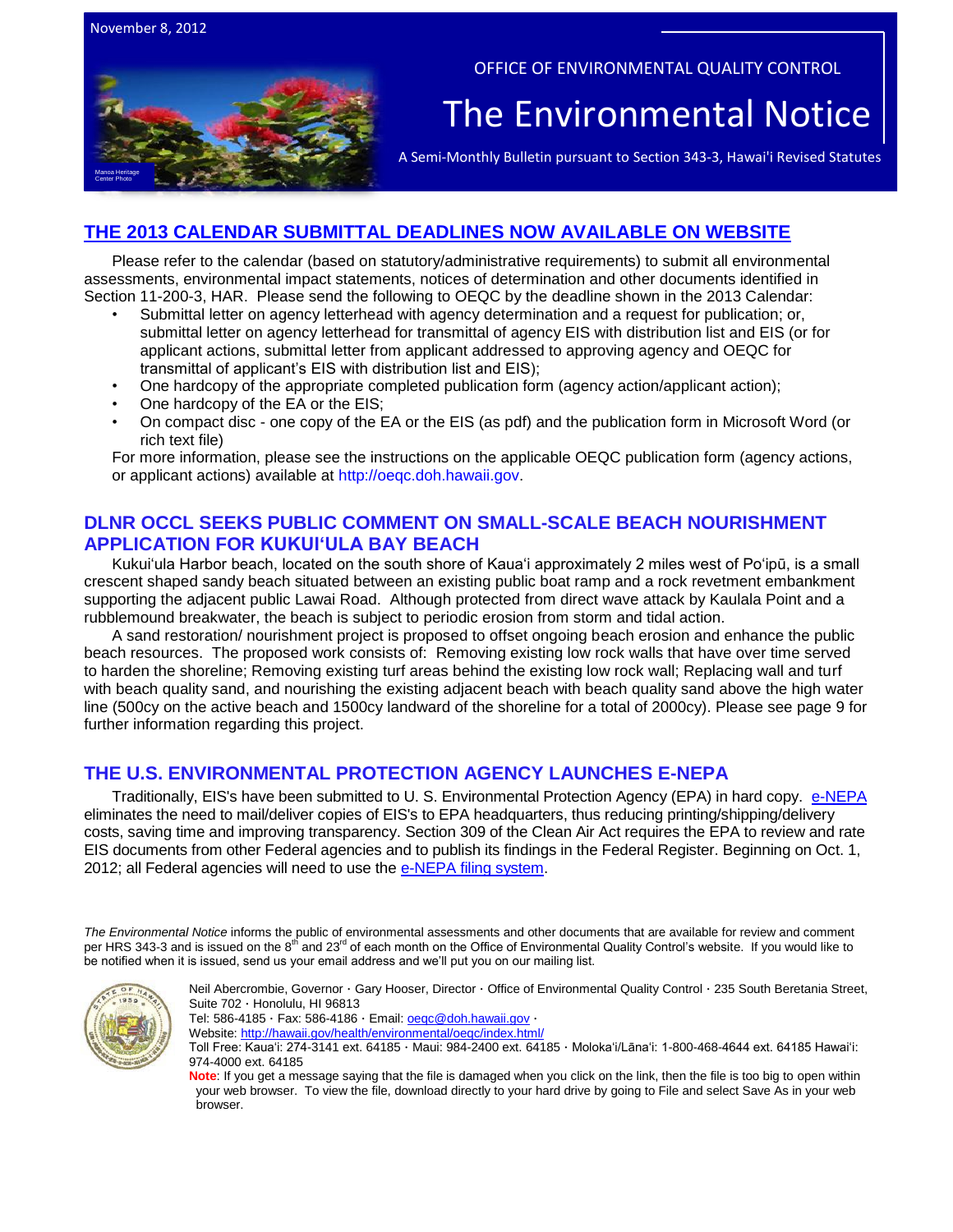November 8, 2012

OFFICE OF ENVIRONMENTAL QUALITY CONTROL

# The Environmental Notice

A Semi-Monthly Bulletin pursuant to Section 343-3, Hawai'i Revised Statutes

Manoa Heritage Center Photo

## THE 2013 CALENDAR SUBMITTAL DEADLINES NOW AVAILABLE ON WEBSITE

Please refer to the calendar (based on statutory/administrative requirements) to submit all environmental assessments, environmental impact statements, notices of determination and other documents identified in Section 11-200-3, HAR. Please send the following to OEQC by the deadline shown in the 2013 Calendar:

- Submittal letter on agency letterhead with agency determination and a request for publication; or, submittal letter on agency letterhead for transmittal of agency EIS with distribution list and EIS (or for applicant actions, submittal letter from applicant addressed to approving agency and OEQC for transmittal of applicant's EIS with distribution list and EIS);
- One hardcopy of the appropriate completed publication form (agency action/applicant action);
- One hardcopy of the EA or the EIS;
- On compact disc - one copy of the EA or the EIS (as pdf) and the publication form in Microsoft Word (or rich text file)

For more information, please see the instructions on the applicable OEQC publication form (agency actions, or applicant actions) available at http://oeqc.doh.hawaii.gov.

## DLNR OCCL SEEKS PUBLIC COMMENT ON SMALL-SCALE BEACH NOURISHMENT APPLICATION FOR KUKUIʻULA BAY BEACH

Kukuiʻula Harbor beach, located on the south shore of Kauaʻi approximately 2 miles west of Poʻipū, is a small crescent shaped sandy beach situated between an existing public boat ramp and a rock revetment embankment supporting the adjacent public Lawai Road. Although protected from direct wave attack by Kaulala Point and a rubblemound breakwater, the beach is subject to periodic erosion from storm and tidal action.

A sand restoration/ nourishment project is proposed to offset ongoing beach erosion and enhance the public beach resources. The proposed work consists of: Removing existing low rock walls that have over time served to harden the shoreline; Removing existing turf areas behind the existing low rock wall; Replacing wall and turf with beach quality sand, and nourishing the existing adjacent beach with beach quality sand above the high water line (500cy on the active beach and 1500cy landward of the shoreline for a total of 2000cy). Please see page 9 for further information regarding this project.

## THE U.S. ENVIRONMENTAL PROTECTION AGENCY LAUNCHES E-NEPA

Traditionally, EIS's have been submitted to U. S. Environmental Protection Agency (EPA) in hard copy. e-NEPA eliminates the need to mail/deliver copies of EIS's to EPA headquarters, thus reducing printing/shipping/delivery costs, saving time and improving transparency. Section 309 of the Clean Air Act requires the EPA to review and rate EIS documents from other Federal agencies and to publish its findings in the Federal Register. Beginning on Oct. 1, 2012; all Federal agencies will need to use the e-NEPA filing system.

*The Environmental Notice* informs the public of environmental assessments and other documents that are available for review and comment per HRS 343-3 and is issued on the 8th and 23rd of each month on the Office of Environmental Quality Control's website. If you would like to be notified when it is issued, send us your email address and we'll put you on our mailing list.

Neil Abercrombie, Governor · Gary Hooser, Director · Office of Environmental Quality Control · 235 South Beretania Street, Suite 702 · Honolulu, HI 96813
Tel: 586-4185 · Fax: 586-4186 · Email: oeqc@doh.hawaii.gov ·
Website: http://hawaii.gov/health/environmental/oeqc/index.html/
Toll Free: Kauaʻi: 274-3141 ext. 64185 · Maui: 984-2400 ext. 64185 · Molokaʻi/Lānaʻi: 1-800-468-4644 ext. 64185 Hawaiʻi: 974-4000 ext. 64185

**Note**: If you get a message saying that the file is damaged when you click on the link, then the file is too big to open within your web browser. To view the file, download directly to your hard drive by going to File and select Save As in your web browser.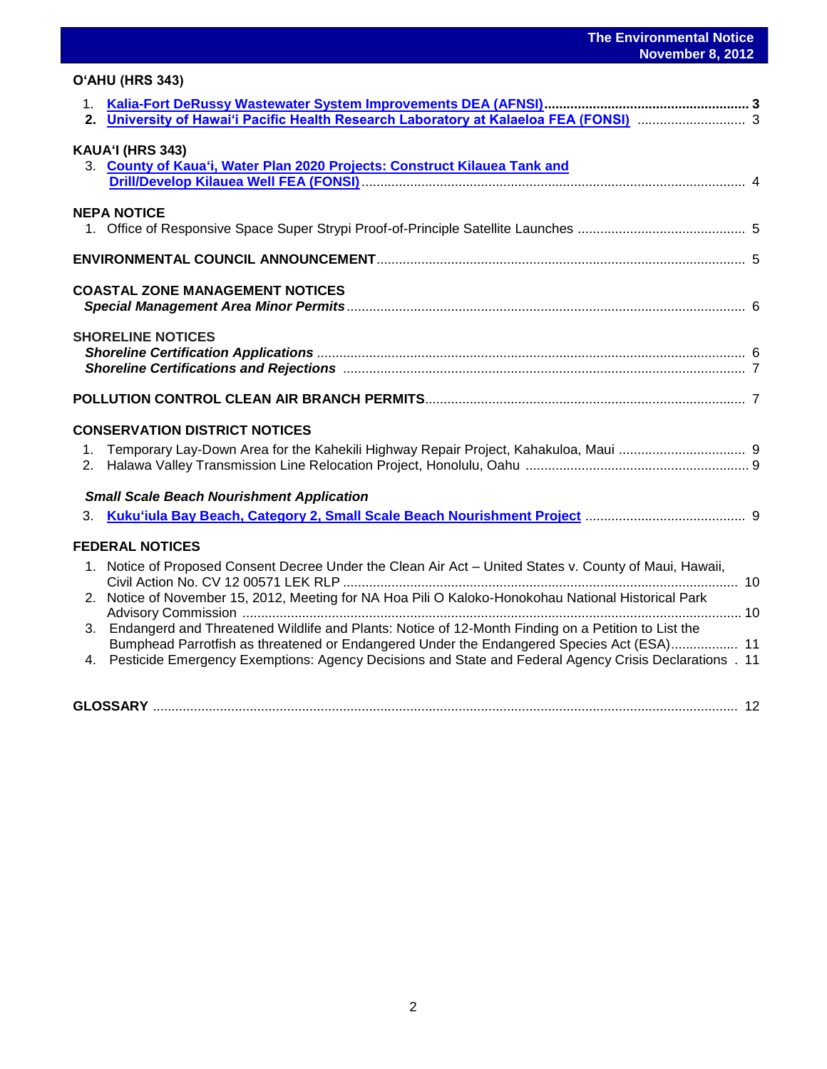## O'AHU (HRS 343)

1. **Kalia-Fort DeRussy Wastewater System Improvements DEA (AFNSI)** ........ **3**
2. **University of Hawai'i Pacific Health Research Laboratory at Kalaeloa FEA (FONSI)** ........ 3

## KAUA'I (HRS 343)

3. **County of Kaua'i, Water Plan 2020 Projects: Construct Kilauea Tank and Drill/Develop Kilauea Well FEA (FONSI)** ........ 4

## NEPA NOTICE

1. Office of Responsive Space Super Strypi Proof-of-Principle Satellite Launches ........ 5

## ENVIRONMENTAL COUNCIL ANNOUNCEMENT ........ 5

## COASTAL ZONE MANAGEMENT NOTICES

***Special Management Area Minor Permits*** ........ 6

## SHORELINE NOTICES

***Shoreline Certification Applications*** ........ 6

***Shoreline Certifications and Rejections*** ........ 7

## POLLUTION CONTROL CLEAN AIR BRANCH PERMITS ........ 7

## CONSERVATION DISTRICT NOTICES

1. Temporary Lay-Down Area for the Kahekili Highway Repair Project, Kahakuloa, Maui ........ 9
2. Halawa Valley Transmission Line Relocation Project, Honolulu, Oahu ........ 9

***Small Scale Beach Nourishment Application***

3. **Kuku'iula Bay Beach, Category 2, Small Scale Beach Nourishment Project** ........ 9

## FEDERAL NOTICES

1. Notice of Proposed Consent Decree Under the Clean Air Act – United States v. County of Maui, Hawaii, Civil Action No. CV 12 00571 LEK RLP ........ 10
2. Notice of November 15, 2012, Meeting for NA Hoa Pili O Kaloko-Honokohau National Historical Park Advisory Commission ........ 10
3. Endangerd and Threatened Wildlife and Plants: Notice of 12-Month Finding on a Petition to List the Bumphead Parrotfish as threatened or Endangered Under the Endangered Species Act (ESA)........ 11
4. Pesticide Emergency Exemptions: Agency Decisions and State and Federal Agency Crisis Declarations . 11

## GLOSSARY ........ 12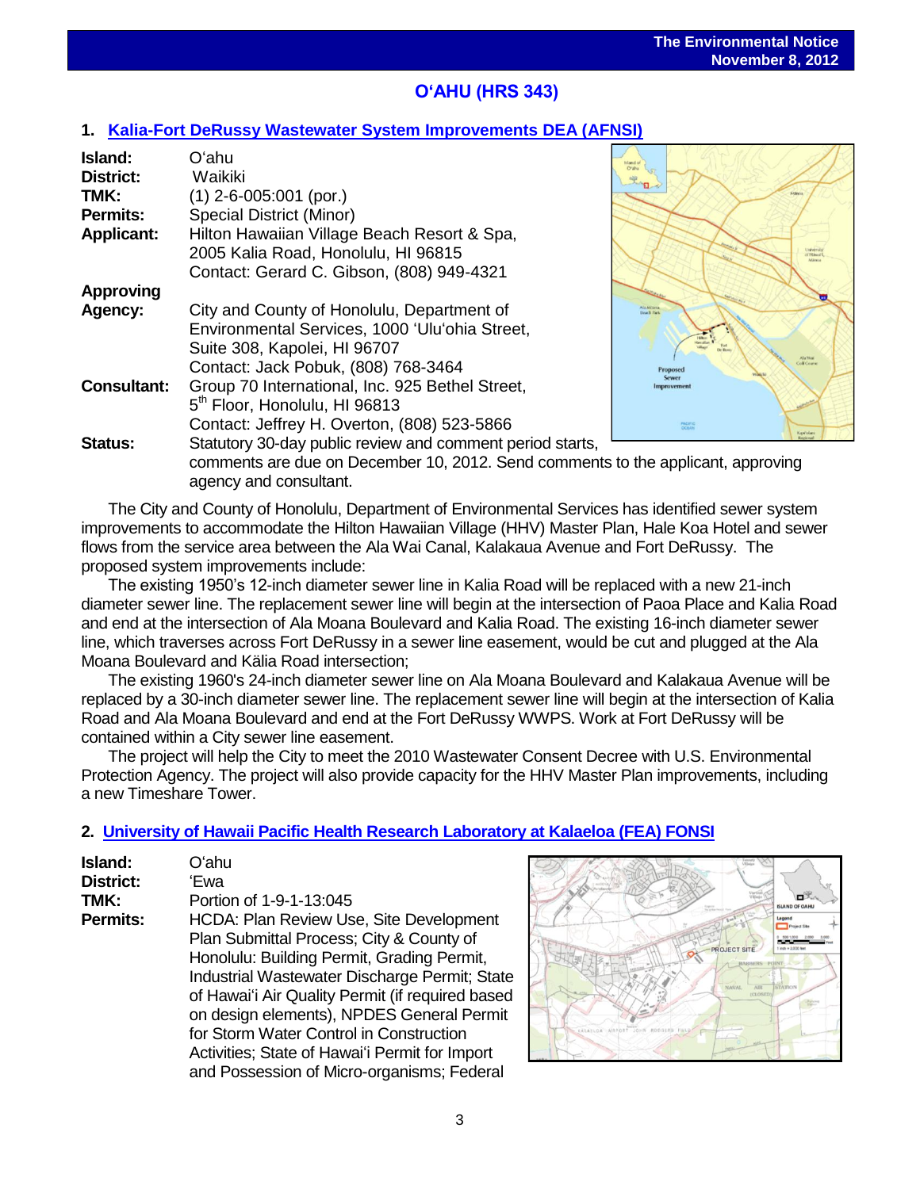## O'AHU (HRS 343)

### 1. Kalia-Fort DeRussy Wastewater System Improvements DEA (AFNSI)

**Island:** O'ahu
**District:** Waikiki
**TMK:** (1) 2-6-005:001 (por.)
**Permits:** Special District (Minor)
**Applicant:** Hilton Hawaiian Village Beach Resort & Spa, 2005 Kalia Road, Honolulu, HI 96815
Contact: Gerard C. Gibson, (808) 949-4321
**Approving Agency:** City and County of Honolulu, Department of Environmental Services, 1000 'Ulu'ohia Street, Suite 308, Kapolei, HI 96707
Contact: Jack Pobuk, (808) 768-3464
**Consultant:** Group 70 International, Inc. 925 Bethel Street, 5th Floor, Honolulu, HI 96813
Contact: Jeffrey H. Overton, (808) 523-5866
**Status:** Statutory 30-day public review and comment period starts, comments are due on December 10, 2012. Send comments to the applicant, approving agency and consultant.

The City and County of Honolulu, Department of Environmental Services has identified sewer system improvements to accommodate the Hilton Hawaiian Village (HHV) Master Plan, Hale Koa Hotel and sewer flows from the service area between the Ala Wai Canal, Kalakaua Avenue and Fort DeRussy. The proposed system improvements include:

The existing 1950's 12-inch diameter sewer line in Kalia Road will be replaced with a new 21-inch diameter sewer line. The replacement sewer line will begin at the intersection of Paoa Place and Kalia Road and end at the intersection of Ala Moana Boulevard and Kalia Road. The existing 16-inch diameter sewer line, which traverses across Fort DeRussy in a sewer line easement, would be cut and plugged at the Ala Moana Boulevard and Kälia Road intersection;

The existing 1960's 24-inch diameter sewer line on Ala Moana Boulevard and Kalakaua Avenue will be replaced by a 30-inch diameter sewer line. The replacement sewer line will begin at the intersection of Kalia Road and Ala Moana Boulevard and end at the Fort DeRussy WWPS. Work at Fort DeRussy will be contained within a City sewer line easement.

The project will help the City to meet the 2010 Wastewater Consent Decree with U.S. Environmental Protection Agency. The project will also provide capacity for the HHV Master Plan improvements, including a new Timeshare Tower.

### 2. University of Hawaii Pacific Health Research Laboratory at Kalaeloa (FEA) FONSI

**Island:** O'ahu
**District:** 'Ewa
**TMK:** Portion of 1-9-1-13:045
**Permits:** HCDA: Plan Review Use, Site Development Plan Submittal Process; City & County of Honolulu: Building Permit, Grading Permit, Industrial Wastewater Discharge Permit; State of Hawai'i Air Quality Permit (if required based on design elements), NPDES General Permit for Storm Water Control in Construction Activities; State of Hawai'i Permit for Import and Possession of Micro-organisms; Federal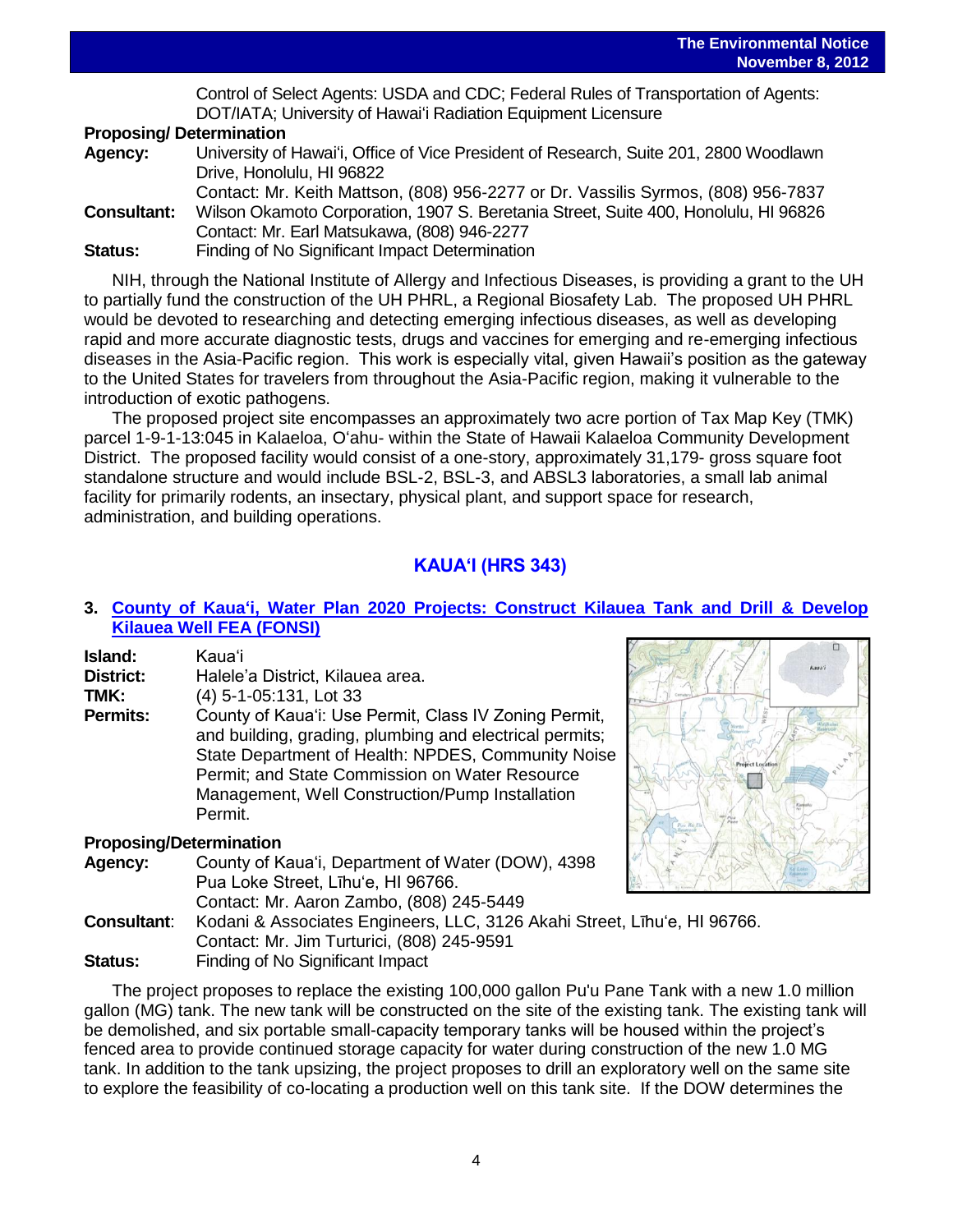Control of Select Agents: USDA and CDC; Federal Rules of Transportation of Agents: DOT/IATA; University of Hawaiʻi Radiation Equipment Licensure

**Proposing/ Determination**

**Agency:** University of Hawaiʻi, Office of Vice President of Research, Suite 201, 2800 Woodlawn Drive, Honolulu, HI 96822
Contact: Mr. Keith Mattson, (808) 956-2277 or Dr. Vassilis Syrmos, (808) 956-7837

**Consultant:** Wilson Okamoto Corporation, 1907 S. Beretania Street, Suite 400, Honolulu, HI 96826
Contact: Mr. Earl Matsukawa, (808) 946-2277

**Status:** Finding of No Significant Impact Determination

NIH, through the National Institute of Allergy and Infectious Diseases, is providing a grant to the UH to partially fund the construction of the UH PHRL, a Regional Biosafety Lab. The proposed UH PHRL would be devoted to researching and detecting emerging infectious diseases, as well as developing rapid and more accurate diagnostic tests, drugs and vaccines for emerging and re-emerging infectious diseases in the Asia-Pacific region. This work is especially vital, given Hawaii's position as the gateway to the United States for travelers from throughout the Asia-Pacific region, making it vulnerable to the introduction of exotic pathogens.

The proposed project site encompasses an approximately two acre portion of Tax Map Key (TMK) parcel 1-9-1-13:045 in Kalaeloa, Oʻahu- within the State of Hawaii Kalaeloa Community Development District. The proposed facility would consist of a one-story, approximately 31,179- gross square foot standalone structure and would include BSL-2, BSL-3, and ABSL3 laboratories, a small lab animal facility for primarily rodents, an insectary, physical plant, and support space for research, administration, and building operations.

## KAUAʻI (HRS 343)

### 3. County of Kauaʻi, Water Plan 2020 Projects: Construct Kilauea Tank and Drill & Develop Kilauea Well FEA (FONSI)

**Island:** Kauaʻi

**District:** Halele'a District, Kilauea area.

**TMK:** (4) 5-1-05:131, Lot 33

**Permits:** County of Kauaʻi: Use Permit, Class IV Zoning Permit, and building, grading, plumbing and electrical permits; State Department of Health: NPDES, Community Noise Permit; and State Commission on Water Resource Management, Well Construction/Pump Installation Permit.

**Proposing/Determination**

**Agency:** County of Kauaʻi, Department of Water (DOW), 4398 Pua Loke Street, Līhuʻe, HI 96766.
Contact: Mr. Aaron Zambo, (808) 245-5449

**Consultant**: Kodani & Associates Engineers, LLC, 3126 Akahi Street, Līhuʻe, HI 96766.
Contact: Mr. Jim Turturici, (808) 245-9591

**Status:** Finding of No Significant Impact

The project proposes to replace the existing 100,000 gallon Pu'u Pane Tank with a new 1.0 million gallon (MG) tank. The new tank will be constructed on the site of the existing tank. The existing tank will be demolished, and six portable small-capacity temporary tanks will be housed within the project's fenced area to provide continued storage capacity for water during construction of the new 1.0 MG tank. In addition to the tank upsizing, the project proposes to drill an exploratory well on the same site to explore the feasibility of co-locating a production well on this tank site. If the DOW determines the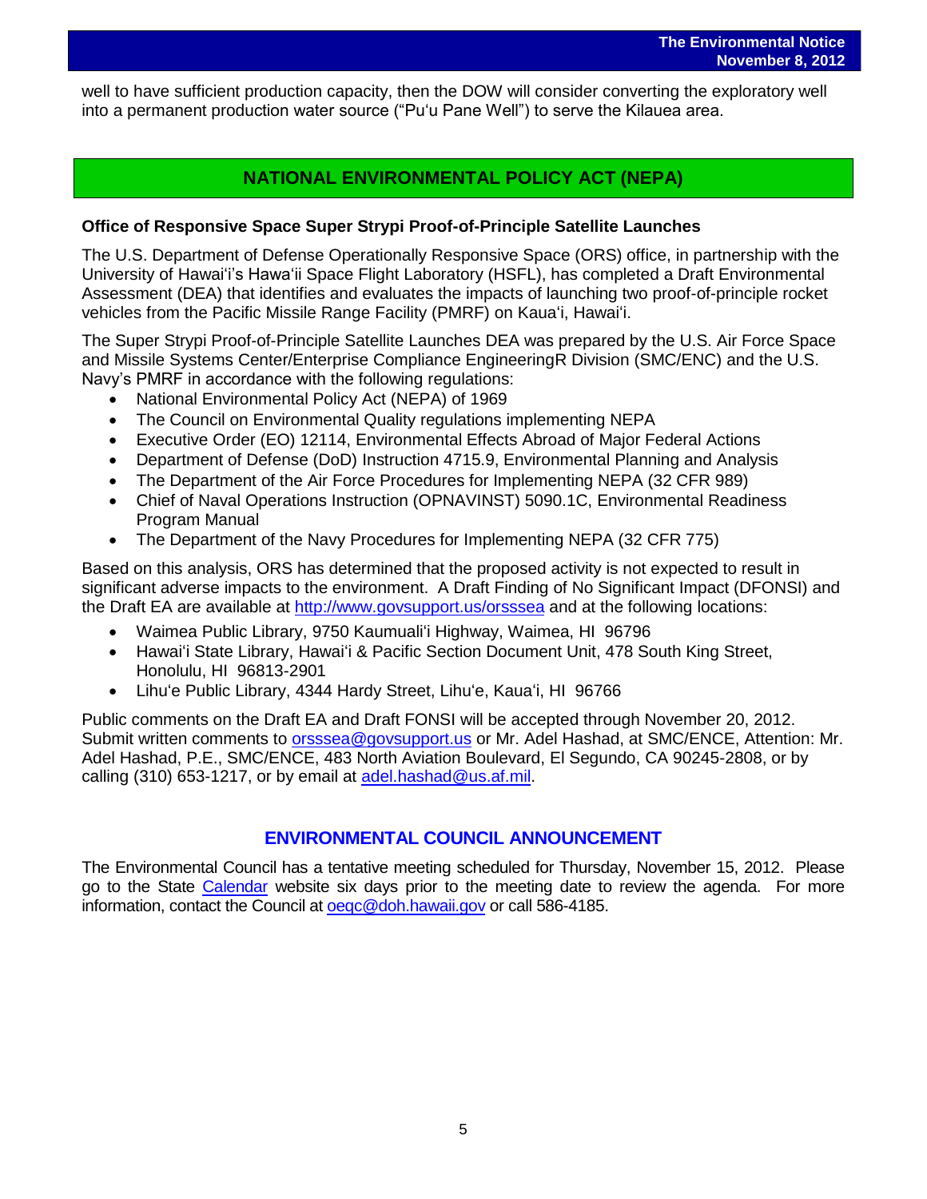well to have sufficient production capacity, then the DOW will consider converting the exploratory well into a permanent production water source ("Pu'u Pane Well") to serve the Kilauea area.

## NATIONAL ENVIRONMENTAL POLICY ACT (NEPA)

### Office of Responsive Space Super Strypi Proof-of-Principle Satellite Launches

The U.S. Department of Defense Operationally Responsive Space (ORS) office, in partnership with the University of Hawai'i's Hawa'ii Space Flight Laboratory (HSFL), has completed a Draft Environmental Assessment (DEA) that identifies and evaluates the impacts of launching two proof-of-principle rocket vehicles from the Pacific Missile Range Facility (PMRF) on Kaua'i, Hawai'i.

The Super Strypi Proof-of-Principle Satellite Launches DEA was prepared by the U.S. Air Force Space and Missile Systems Center/Enterprise Compliance EngineeringR Division (SMC/ENC) and the U.S. Navy's PMRF in accordance with the following regulations:

- National Environmental Policy Act (NEPA) of 1969
- The Council on Environmental Quality regulations implementing NEPA
- Executive Order (EO) 12114, Environmental Effects Abroad of Major Federal Actions
- Department of Defense (DoD) Instruction 4715.9, Environmental Planning and Analysis
- The Department of the Air Force Procedures for Implementing NEPA (32 CFR 989)
- Chief of Naval Operations Instruction (OPNAVINST) 5090.1C, Environmental Readiness Program Manual
- The Department of the Navy Procedures for Implementing NEPA (32 CFR 775)

Based on this analysis, ORS has determined that the proposed activity is not expected to result in significant adverse impacts to the environment. A Draft Finding of No Significant Impact (DFONSI) and the Draft EA are available at http://www.govsupport.us/orsssea and at the following locations:

- Waimea Public Library, 9750 Kaumuali'i Highway, Waimea, HI 96796
- Hawai'i State Library, Hawai'i & Pacific Section Document Unit, 478 South King Street, Honolulu, HI 96813-2901
- Lihu'e Public Library, 4344 Hardy Street, Lihu'e, Kaua'i, HI 96766

Public comments on the Draft EA and Draft FONSI will be accepted through November 20, 2012. Submit written comments to orsssea@govsupport.us or Mr. Adel Hashad, at SMC/ENCE, Attention: Mr. Adel Hashad, P.E., SMC/ENCE, 483 North Aviation Boulevard, El Segundo, CA 90245-2808, or by calling (310) 653-1217, or by email at adel.hashad@us.af.mil.

## ENVIRONMENTAL COUNCIL ANNOUNCEMENT

The Environmental Council has a tentative meeting scheduled for Thursday, November 15, 2012. Please go to the State Calendar website six days prior to the meeting date to review the agenda. For more information, contact the Council at oeqc@doh.hawaii.gov or call 586-4185.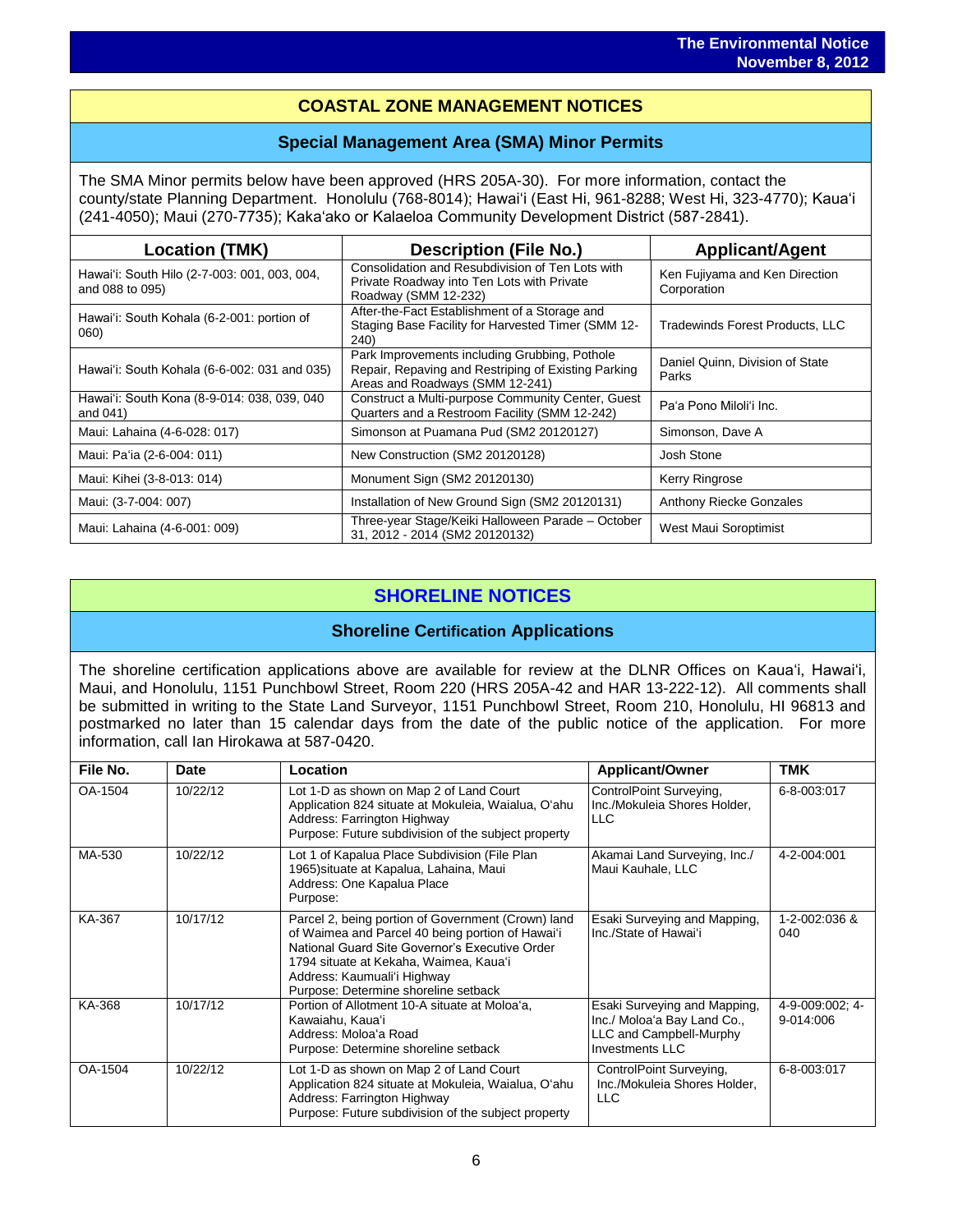## COASTAL ZONE MANAGEMENT NOTICES

### Special Management Area (SMA) Minor Permits

The SMA Minor permits below have been approved (HRS 205A-30). For more information, contact the county/state Planning Department. Honolulu (768-8014); Hawaiʻi (East Hi, 961-8288; West Hi, 323-4770); Kauaʻi (241-4050); Maui (270-7735); Kakaʻako or Kalaeloa Community Development District (587-2841).

| Location (TMK) | Description (File No.) | Applicant/Agent |
|---|---|---|
| Hawaiʻi: South Hilo (2-7-003: 001, 003, 004, and 088 to 095) | Consolidation and Resubdivision of Ten Lots with Private Roadway into Ten Lots with Private Roadway (SMM 12-232) | Ken Fujiyama and Ken Direction Corporation |
| Hawaiʻi: South Kohala (6-2-001: portion of 060) | After-the-Fact Establishment of a Storage and Staging Base Facility for Harvested Timer (SMM 12-240) | Tradewinds Forest Products, LLC |
| Hawaiʻi: South Kohala (6-6-002: 031 and 035) | Park Improvements including Grubbing, Pothole Repair, Repaving and Restriping of Existing Parking Areas and Roadways (SMM 12-241) | Daniel Quinn, Division of State Parks |
| Hawaiʻi: South Kona (8-9-014: 038, 039, 040 and 041) | Construct a Multi-purpose Community Center, Guest Quarters and a Restroom Facility (SMM 12-242) | Paʻa Pono Miloliʻi Inc. |
| Maui: Lahaina (4-6-028: 017) | Simonson at Puamana Pud (SM2 20120127) | Simonson, Dave A |
| Maui: Paʻia (2-6-004: 011) | New Construction (SM2 20120128) | Josh Stone |
| Maui: Kihei (3-8-013: 014) | Monument Sign (SM2 20120130) | Kerry Ringrose |
| Maui: (3-7-004: 007) | Installation of New Ground Sign (SM2 20120131) | Anthony Riecke Gonzales |
| Maui: Lahaina (4-6-001: 009) | Three-year Stage/Keiki Halloween Parade – October 31, 2012 - 2014 (SM2 20120132) | West Maui Soroptimist |

## SHORELINE NOTICES

### Shoreline Certification Applications

The shoreline certification applications above are available for review at the DLNR Offices on Kauaʻi, Hawaiʻi, Maui, and Honolulu, 1151 Punchbowl Street, Room 220 (HRS 205A-42 and HAR 13-222-12). All comments shall be submitted in writing to the State Land Surveyor, 1151 Punchbowl Street, Room 210, Honolulu, HI 96813 and postmarked no later than 15 calendar days from the date of the public notice of the application. For more information, call Ian Hirokawa at 587-0420.

| File No. | Date | Location | Applicant/Owner | TMK |
|---|---|---|---|---|
| OA-1504 | 10/22/12 | Lot 1-D as shown on Map 2 of Land Court Application 824 situate at Mokuleia, Waialua, Oʻahu<br>Address: Farrington Highway<br>Purpose: Future subdivision of the subject property | ControlPoint Surveying, Inc./Mokuleia Shores Holder, LLC | 6-8-003:017 |
| MA-530 | 10/22/12 | Lot 1 of Kapalua Place Subdivision (File Plan 1965)situate at Kapalua, Lahaina, Maui<br>Address: One Kapalua Place<br>Purpose: | Akamai Land Surveying, Inc./ Maui Kauhale, LLC | 4-2-004:001 |
| KA-367 | 10/17/12 | Parcel 2, being portion of Government (Crown) land of Waimea and Parcel 40 being portion of Hawaiʻi National Guard Site Governor's Executive Order 1794 situate at Kekaha, Waimea, Kauaʻi<br>Address: Kaumualiʻi Highway<br>Purpose: Determine shoreline setback | Esaki Surveying and Mapping, Inc./State of Hawaiʻi | 1-2-002:036 & 040 |
| KA-368 | 10/17/12 | Portion of Allotment 10-A situate at Moloaʻa, Kawaiahu, Kauaʻi<br>Address: Moloaʻa Road<br>Purpose: Determine shoreline setback | Esaki Surveying and Mapping, Inc./ Moloaʻa Bay Land Co., LLC and Campbell-Murphy Investments LLC | 4-9-009:002; 4-9-014:006 |
| OA-1504 | 10/22/12 | Lot 1-D as shown on Map 2 of Land Court Application 824 situate at Mokuleia, Waialua, Oʻahu<br>Address: Farrington Highway<br>Purpose: Future subdivision of the subject property | ControlPoint Surveying, Inc./Mokuleia Shores Holder, LLC | 6-8-003:017 |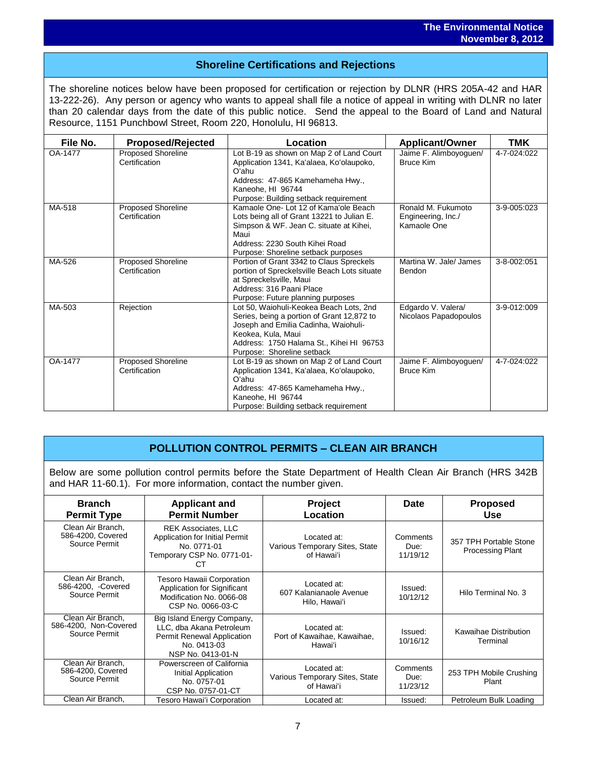## Shoreline Certifications and Rejections

The shoreline notices below have been proposed for certification or rejection by DLNR (HRS 205A-42 and HAR 13-222-26). Any person or agency who wants to appeal shall file a notice of appeal in writing with DLNR no later than 20 calendar days from the date of this public notice. Send the appeal to the Board of Land and Natural Resource, 1151 Punchbowl Street, Room 220, Honolulu, HI 96813.

| File No. | Proposed/Rejected | Location | Applicant/Owner | TMK |
|---|---|---|---|---|
| OA-1477 | Proposed Shoreline Certification | Lot B-19 as shown on Map 2 of Land Court Application 1341, Ka'alaea, Ko'olaupoko, O'ahu<br>Address: 47-865 Kamehameha Hwy., Kaneohe, HI 96744<br>Purpose: Building setback requirement | Jaime F. Alimboyoguen/ Bruce Kim | 4-7-024:022 |
| MA-518 | Proposed Shoreline Certification | Kamaole One- Lot 12 of Kama'ole Beach Lots being all of Grant 13221 to Julian E. Simpson & WF. Jean C. situate at Kihei, Maui<br>Address: 2230 South Kihei Road<br>Purpose: Shoreline setback purposes | Ronald M. Fukumoto Engineering, Inc./ Kamaole One | 3-9-005:023 |
| MA-526 | Proposed Shoreline Certification | Portion of Grant 3342 to Claus Spreckels portion of Spreckelsville Beach Lots situate at Spreckelsville, Maui<br>Address: 316 Paani Place<br>Purpose: Future planning purposes | Martina W. Jale/ James Bendon | 3-8-002:051 |
| MA-503 | Rejection | Lot 50, Waiohuli-Keokea Beach Lots, 2nd Series, being a portion of Grant 12,872 to Joseph and Emilia Cadinha, Waiohuli-Keokea, Kula, Maui<br>Address: 1750 Halama St., Kihei HI 96753<br>Purpose: Shoreline setback | Edgardo V. Valera/ Nicolaos Papadopoulos | 3-9-012:009 |
| OA-1477 | Proposed Shoreline Certification | Lot B-19 as shown on Map 2 of Land Court Application 1341, Ka'alaea, Ko'olaupoko, O'ahu<br>Address: 47-865 Kamehameha Hwy., Kaneohe, HI 96744<br>Purpose: Building setback requirement | Jaime F. Alimboyoguen/ Bruce Kim | 4-7-024:022 |

## POLLUTION CONTROL PERMITS – CLEAN AIR BRANCH

Below are some pollution control permits before the State Department of Health Clean Air Branch (HRS 342B and HAR 11-60.1). For more information, contact the number given.

| Branch Permit Type | Applicant and Permit Number | Project Location | Date | Proposed Use |
|---|---|---|---|---|
| Clean Air Branch, 586-4200, Covered Source Permit | REK Associates, LLC Application for Initial Permit No. 0771-01 Temporary CSP No. 0771-01-CT | Located at: Various Temporary Sites, State of Hawai'i | Comments Due: 11/19/12 | 357 TPH Portable Stone Processing Plant |
| Clean Air Branch, 586-4200, -Covered Source Permit | Tesoro Hawaii Corporation Application for Significant Modification No. 0066-08 CSP No. 0066-03-C | Located at: 607 Kalanianaole Avenue Hilo, Hawai'i | Issued: 10/12/12 | Hilo Terminal No. 3 |
| Clean Air Branch, 586-4200, Non-Covered Source Permit | Big Island Energy Company, LLC, dba Akana Petroleum Permit Renewal Application No. 0413-03 NSP No. 0413-01-N | Located at: Port of Kawaihae, Kawaihae, Hawai'i | Issued: 10/16/12 | Kawaihae Distribution Terminal |
| Clean Air Branch, 586-4200, Covered Source Permit | Powerscreen of California Initial Application No. 0757-01 CSP No. 0757-01-CT | Located at: Various Temporary Sites, State of Hawai'i | Comments Due: 11/23/12 | 253 TPH Mobile Crushing Plant |
| Clean Air Branch, | Tesoro Hawai'i Corporation | Located at: | Issued: | Petroleum Bulk Loading |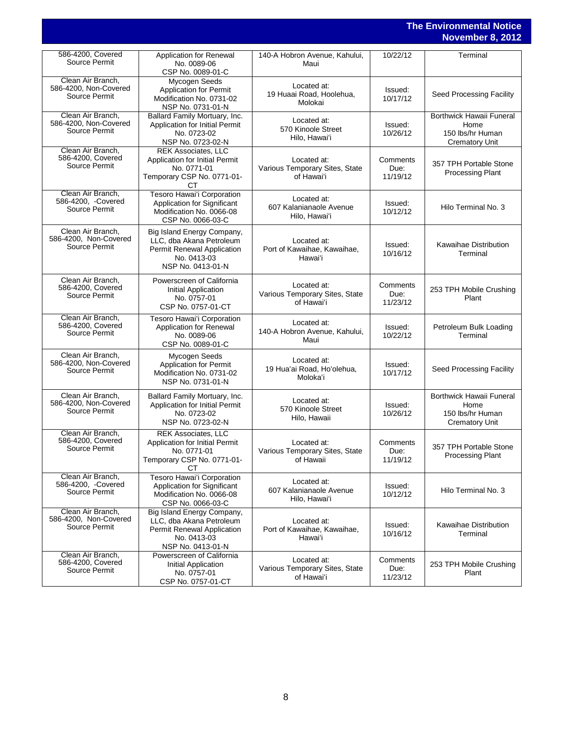| | | | | |
|---|---|---|---|---|
| 586-4200, Covered Source Permit | Application for Renewal No. 0089-06 CSP No. 0089-01-C | 140-A Hobron Avenue, Kahului, Maui | 10/22/12 | Terminal |
| Clean Air Branch, 586-4200, Non-Covered Source Permit | Mycogen Seeds Application for Permit Modification No. 0731-02 NSP No. 0731-01-N | Located at: 19 Huaai Road, Hoolehua, Molokai | Issued: 10/17/12 | Seed Processing Facility |
| Clean Air Branch, 586-4200, Non-Covered Source Permit | Ballard Family Mortuary, Inc. Application for Initial Permit No. 0723-02 NSP No. 0723-02-N | Located at: 570 Kinoole Street Hilo, Hawai'i | Issued: 10/26/12 | Borthwick Hawaii Funeral Home 150 lbs/hr Human Crematory Unit |
| Clean Air Branch, 586-4200, Covered Source Permit | REK Associates, LLC Application for Initial Permit No. 0771-01 Temporary CSP No. 0771-01-CT | Located at: Various Temporary Sites, State of Hawai'i | Comments Due: 11/19/12 | 357 TPH Portable Stone Processing Plant |
| Clean Air Branch, 586-4200, -Covered Source Permit | Tesoro Hawai'i Corporation Application for Significant Modification No. 0066-08 CSP No. 0066-03-C | Located at: 607 Kalanianaole Avenue Hilo, Hawai'i | Issued: 10/12/12 | Hilo Terminal No. 3 |
| Clean Air Branch, 586-4200, Non-Covered Source Permit | Big Island Energy Company, LLC, dba Akana Petroleum Permit Renewal Application No. 0413-03 NSP No. 0413-01-N | Located at: Port of Kawaihae, Kawaihae, Hawai'i | Issued: 10/16/12 | Kawaihae Distribution Terminal |
| Clean Air Branch, 586-4200, Covered Source Permit | Powerscreen of California Initial Application No. 0757-01 CSP No. 0757-01-CT | Located at: Various Temporary Sites, State of Hawai'i | Comments Due: 11/23/12 | 253 TPH Mobile Crushing Plant |
| Clean Air Branch, 586-4200, Covered Source Permit | Tesoro Hawai'i Corporation Application for Renewal No. 0089-06 CSP No. 0089-01-C | Located at: 140-A Hobron Avenue, Kahului, Maui | Issued: 10/22/12 | Petroleum Bulk Loading Terminal |
| Clean Air Branch, 586-4200, Non-Covered Source Permit | Mycogen Seeds Application for Permit Modification No. 0731-02 NSP No. 0731-01-N | Located at: 19 Hua'ai Road, Ho'olehua, Moloka'i | Issued: 10/17/12 | Seed Processing Facility |
| Clean Air Branch, 586-4200, Non-Covered Source Permit | Ballard Family Mortuary, Inc. Application for Initial Permit No. 0723-02 NSP No. 0723-02-N | Located at: 570 Kinoole Street Hilo, Hawaii | Issued: 10/26/12 | Borthwick Hawaii Funeral Home 150 lbs/hr Human Crematory Unit |
| Clean Air Branch, 586-4200, Covered Source Permit | REK Associates, LLC Application for Initial Permit No. 0771-01 Temporary CSP No. 0771-01-CT | Located at: Various Temporary Sites, State of Hawaii | Comments Due: 11/19/12 | 357 TPH Portable Stone Processing Plant |
| Clean Air Branch, 586-4200, -Covered Source Permit | Tesoro Hawai'i Corporation Application for Significant Modification No. 0066-08 CSP No. 0066-03-C | Located at: 607 Kalanianaole Avenue Hilo, Hawai'i | Issued: 10/12/12 | Hilo Terminal No. 3 |
| Clean Air Branch, 586-4200, Non-Covered Source Permit | Big Island Energy Company, LLC, dba Akana Petroleum Permit Renewal Application No. 0413-03 NSP No. 0413-01-N | Located at: Port of Kawaihae, Kawaihae, Hawai'i | Issued: 10/16/12 | Kawaihae Distribution Terminal |
| Clean Air Branch, 586-4200, Covered Source Permit | Powerscreen of California Initial Application No. 0757-01 CSP No. 0757-01-CT | Located at: Various Temporary Sites, State of Hawai'i | Comments Due: 11/23/12 | 253 TPH Mobile Crushing Plant |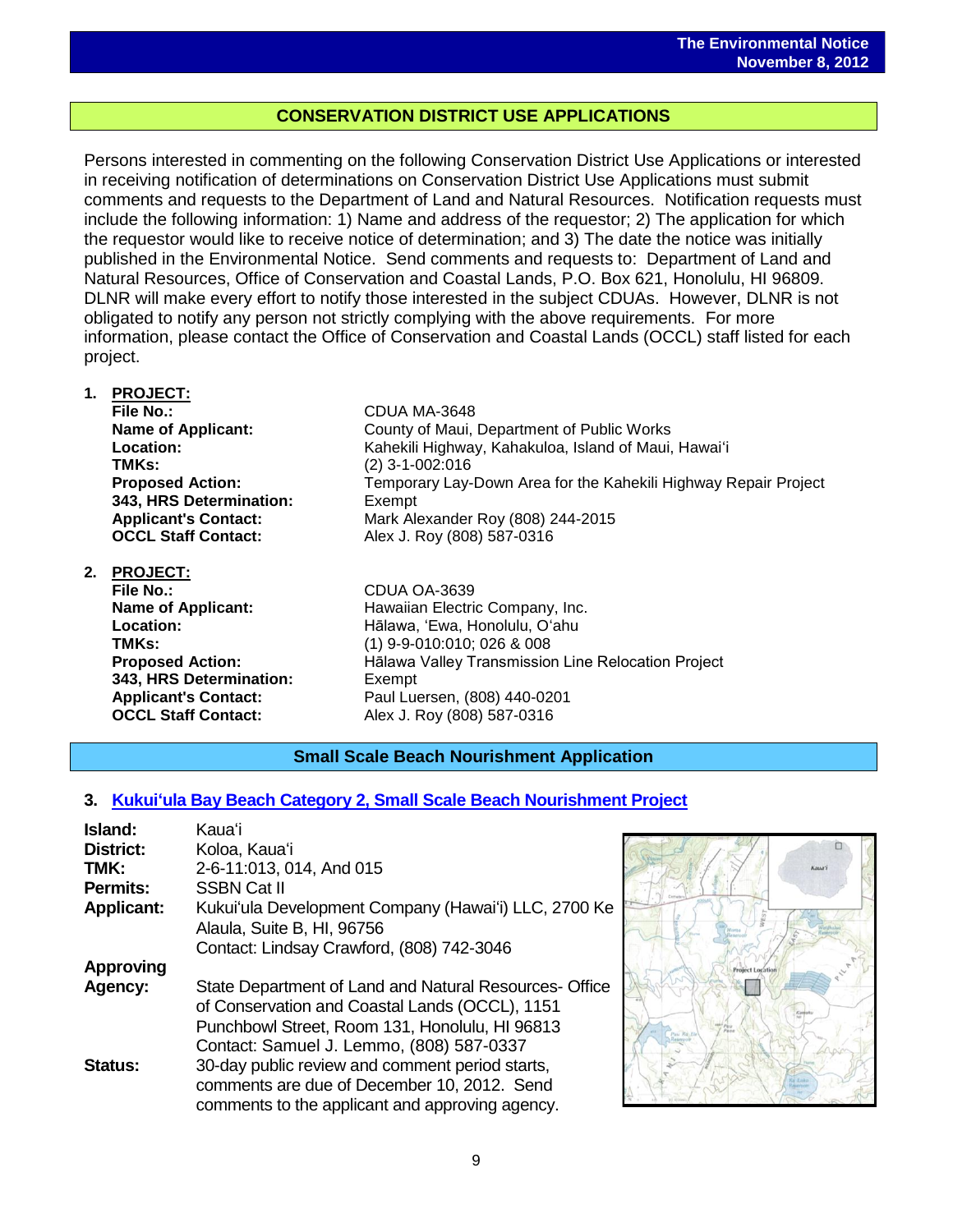## CONSERVATION DISTRICT USE APPLICATIONS

Persons interested in commenting on the following Conservation District Use Applications or interested in receiving notification of determinations on Conservation District Use Applications must submit comments and requests to the Department of Land and Natural Resources. Notification requests must include the following information: 1) Name and address of the requestor; 2) The application for which the requestor would like to receive notice of determination; and 3) The date the notice was initially published in the Environmental Notice. Send comments and requests to: Department of Land and Natural Resources, Office of Conservation and Coastal Lands, P.O. Box 621, Honolulu, HI 96809. DLNR will make every effort to notify those interested in the subject CDUAs. However, DLNR is not obligated to notify any person not strictly complying with the above requirements. For more information, please contact the Office of Conservation and Coastal Lands (OCCL) staff listed for each project.

1. **PROJECT:**

| | |
|---|---|
| **File No.:** | CDUA MA-3648 |
| **Name of Applicant:** | County of Maui, Department of Public Works |
| **Location:** | Kahekili Highway, Kahakuloa, Island of Maui, Hawai'i |
| **TMKs:** | (2) 3-1-002:016 |
| **Proposed Action:** | Temporary Lay-Down Area for the Kahekili Highway Repair Project |
| **343, HRS Determination:** | Exempt |
| **Applicant's Contact:** | Mark Alexander Roy (808) 244-2015 |
| **OCCL Staff Contact:** | Alex J. Roy (808) 587-0316 |

2. **PROJECT:**

| | |
|---|---|
| **File No.:** | CDUA OA-3639 |
| **Name of Applicant:** | Hawaiian Electric Company, Inc. |
| **Location:** | Hālawa, 'Ewa, Honolulu, O'ahu |
| **TMKs:** | (1) 9-9-010:010; 026 & 008 |
| **Proposed Action:** | Hālawa Valley Transmission Line Relocation Project |
| **343, HRS Determination:** | Exempt |
| **Applicant's Contact:** | Paul Luersen, (808) 440-0201 |
| **OCCL Staff Contact:** | Alex J. Roy (808) 587-0316 |

## Small Scale Beach Nourishment Application

### 3. Kukui'ula Bay Beach Category 2, Small Scale Beach Nourishment Project

| | |
|---|---|
| **Island:** | Kaua'i |
| **District:** | Koloa, Kaua'i |
| **TMK:** | 2-6-11:013, 014, And 015 |
| **Permits:** | SSBN Cat II |
| **Applicant:** | Kukui'ula Development Company (Hawai'i) LLC, 2700 Ke Alaula, Suite B, HI, 96756<br>Contact: Lindsay Crawford, (808) 742-3046 |
| **Approving Agency:** | State Department of Land and Natural Resources- Office of Conservation and Coastal Lands (OCCL), 1151 Punchbowl Street, Room 131, Honolulu, HI 96813<br>Contact: Samuel J. Lemmo, (808) 587-0337 |
| **Status:** | 30-day public review and comment period starts, comments are due of December 10, 2012. Send comments to the applicant and approving agency. |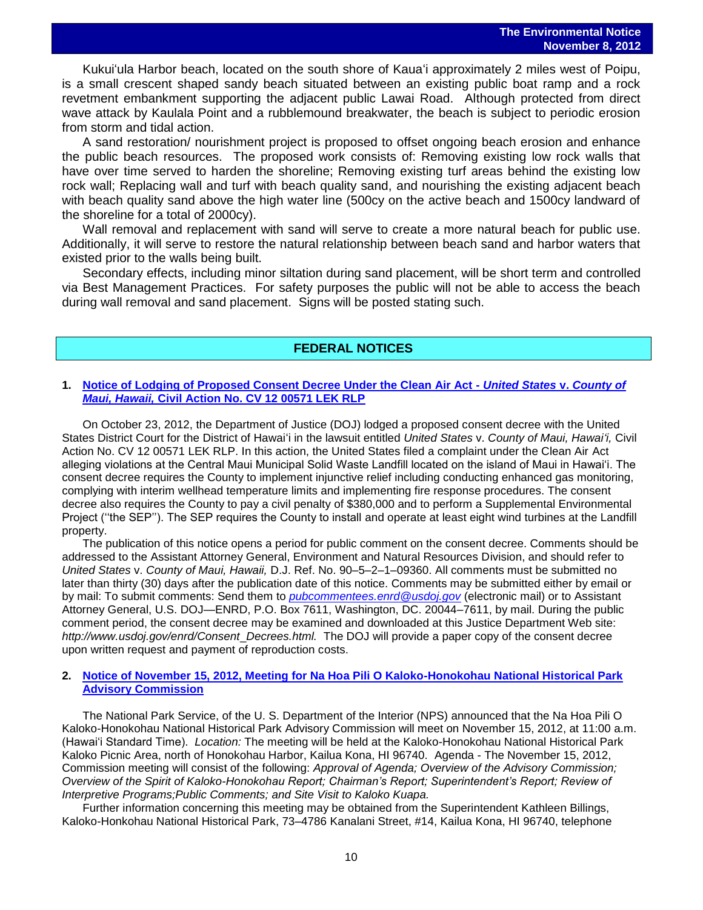Kukui'ula Harbor beach, located on the south shore of Kaua'i approximately 2 miles west of Poipu, is a small crescent shaped sandy beach situated between an existing public boat ramp and a rock revetment embankment supporting the adjacent public Lawai Road. Although protected from direct wave attack by Kaulala Point and a rubblemound breakwater, the beach is subject to periodic erosion from storm and tidal action.

A sand restoration/ nourishment project is proposed to offset ongoing beach erosion and enhance the public beach resources. The proposed work consists of: Removing existing low rock walls that have over time served to harden the shoreline; Removing existing turf areas behind the existing low rock wall; Replacing wall and turf with beach quality sand, and nourishing the existing adjacent beach with beach quality sand above the high water line (500cy on the active beach and 1500cy landward of the shoreline for a total of 2000cy).

Wall removal and replacement with sand will serve to create a more natural beach for public use. Additionally, it will serve to restore the natural relationship between beach sand and harbor waters that existed prior to the walls being built.

Secondary effects, including minor siltation during sand placement, will be short term and controlled via Best Management Practices. For safety purposes the public will not be able to access the beach during wall removal and sand placement. Signs will be posted stating such.

## FEDERAL NOTICES

### 1. Notice of Lodging of Proposed Consent Decree Under the Clean Air Act - *United States* v. *County of Maui, Hawaii,* Civil Action No. CV 12 00571 LEK RLP

On October 23, 2012, the Department of Justice (DOJ) lodged a proposed consent decree with the United States District Court for the District of Hawai'i in the lawsuit entitled *United States* v. *County of Maui, Hawai'i,* Civil Action No. CV 12 00571 LEK RLP. In this action, the United States filed a complaint under the Clean Air Act alleging violations at the Central Maui Municipal Solid Waste Landfill located on the island of Maui in Hawai'i. The consent decree requires the County to implement injunctive relief including conducting enhanced gas monitoring, complying with interim wellhead temperature limits and implementing fire response procedures. The consent decree also requires the County to pay a civil penalty of $380,000 and to perform a Supplemental Environmental Project (''the SEP''). The SEP requires the County to install and operate at least eight wind turbines at the Landfill property.

The publication of this notice opens a period for public comment on the consent decree. Comments should be addressed to the Assistant Attorney General, Environment and Natural Resources Division, and should refer to *United States* v. *County of Maui, Hawaii,* D.J. Ref. No. 90–5–2–1–09360. All comments must be submitted no later than thirty (30) days after the publication date of this notice. Comments may be submitted either by email or by mail: To submit comments: Send them to *pubcommentees.enrd@usdoj.gov* (electronic mail) or to Assistant Attorney General, U.S. DOJ—ENRD, P.O. Box 7611, Washington, DC. 20044–7611, by mail. During the public comment period, the consent decree may be examined and downloaded at this Justice Department Web site: *http://www.usdoj.gov/enrd/Consent_Decrees.html.* The DOJ will provide a paper copy of the consent decree upon written request and payment of reproduction costs.

### 2. Notice of November 15, 2012, Meeting for Na Hoa Pili O Kaloko-Honokohau National Historical Park Advisory Commission

The National Park Service, of the U. S. Department of the Interior (NPS) announced that the Na Hoa Pili O Kaloko-Honokohau National Historical Park Advisory Commission will meet on November 15, 2012, at 11:00 a.m. (Hawai'i Standard Time). *Location:* The meeting will be held at the Kaloko-Honokohau National Historical Park Kaloko Picnic Area, north of Honokohau Harbor, Kailua Kona, HI 96740. Agenda - The November 15, 2012, Commission meeting will consist of the following: *Approval of Agenda; Overview of the Advisory Commission; Overview of the Spirit of Kaloko-Honokohau Report; Chairman's Report; Superintendent's Report; Review of Interpretive Programs;Public Comments; and Site Visit to Kaloko Kuapa.*

Further information concerning this meeting may be obtained from the Superintendent Kathleen Billings, Kaloko-Honkohau National Historical Park, 73–4786 Kanalani Street, #14, Kailua Kona, HI 96740, telephone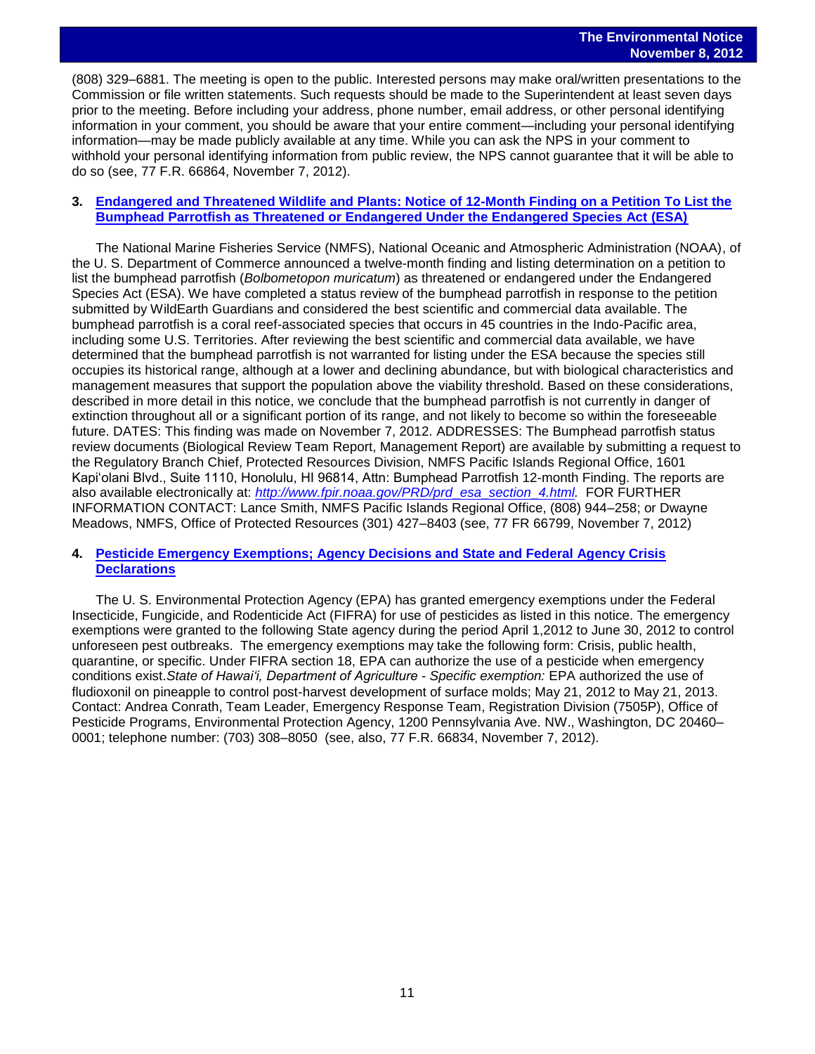(808) 329–6881. The meeting is open to the public. Interested persons may make oral/written presentations to the Commission or file written statements. Such requests should be made to the Superintendent at least seven days prior to the meeting. Before including your address, phone number, email address, or other personal identifying information in your comment, you should be aware that your entire comment—including your personal identifying information—may be made publicly available at any time. While you can ask the NPS in your comment to withhold your personal identifying information from public review, the NPS cannot guarantee that it will be able to do so (see, 77 F.R. 66864, November 7, 2012).

### 3. Endangered and Threatened Wildlife and Plants: Notice of 12-Month Finding on a Petition To List the Bumphead Parrotfish as Threatened or Endangered Under the Endangered Species Act (ESA)

The National Marine Fisheries Service (NMFS), National Oceanic and Atmospheric Administration (NOAA), of the U. S. Department of Commerce announced a twelve-month finding and listing determination on a petition to list the bumphead parrotfish (*Bolbometopon muricatum*) as threatened or endangered under the Endangered Species Act (ESA). We have completed a status review of the bumphead parrotfish in response to the petition submitted by WildEarth Guardians and considered the best scientific and commercial data available. The bumphead parrotfish is a coral reef-associated species that occurs in 45 countries in the Indo-Pacific area, including some U.S. Territories. After reviewing the best scientific and commercial data available, we have determined that the bumphead parrotfish is not warranted for listing under the ESA because the species still occupies its historical range, although at a lower and declining abundance, but with biological characteristics and management measures that support the population above the viability threshold. Based on these considerations, described in more detail in this notice, we conclude that the bumphead parrotfish is not currently in danger of extinction throughout all or a significant portion of its range, and not likely to become so within the foreseeable future. DATES: This finding was made on November 7, 2012. ADDRESSES: The Bumphead parrotfish status review documents (Biological Review Team Report, Management Report) are available by submitting a request to the Regulatory Branch Chief, Protected Resources Division, NMFS Pacific Islands Regional Office, 1601 Kapi'olani Blvd., Suite 1110, Honolulu, HI 96814, Attn: Bumphead Parrotfish 12-month Finding. The reports are also available electronically at: *http://www.fpir.noaa.gov/PRD/prd_esa_section_4.html.* FOR FURTHER INFORMATION CONTACT: Lance Smith, NMFS Pacific Islands Regional Office, (808) 944–258; or Dwayne Meadows, NMFS, Office of Protected Resources (301) 427–8403 (see, 77 FR 66799, November 7, 2012)

### 4. Pesticide Emergency Exemptions; Agency Decisions and State and Federal Agency Crisis Declarations

The U. S. Environmental Protection Agency (EPA) has granted emergency exemptions under the Federal Insecticide, Fungicide, and Rodenticide Act (FIFRA) for use of pesticides as listed in this notice. The emergency exemptions were granted to the following State agency during the period April 1,2012 to June 30, 2012 to control unforeseen pest outbreaks. The emergency exemptions may take the following form: Crisis, public health, quarantine, or specific. Under FIFRA section 18, EPA can authorize the use of a pesticide when emergency conditions exist.*State of Hawai'i, Department of Agriculture - Specific exemption:* EPA authorized the use of fludioxonil on pineapple to control post-harvest development of surface molds; May 21, 2012 to May 21, 2013. Contact: Andrea Conrath, Team Leader, Emergency Response Team, Registration Division (7505P), Office of Pesticide Programs, Environmental Protection Agency, 1200 Pennsylvania Ave. NW., Washington, DC 20460–0001; telephone number: (703) 308–8050 (see, also, 77 F.R. 66834, November 7, 2012).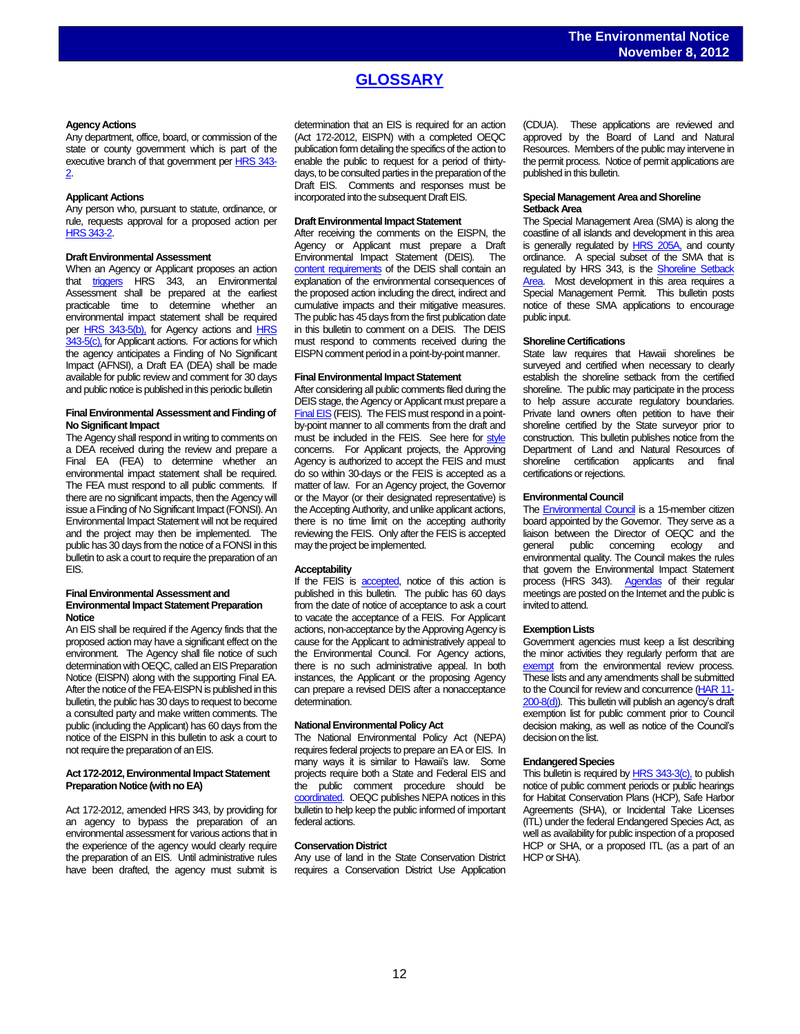# GLOSSARY

### Agency Actions

Any department, office, board, or commission of the state or county government which is part of the executive branch of that government per HRS 343-2.

### Applicant Actions

Any person who, pursuant to statute, ordinance, or rule, requests approval for a proposed action per HRS 343-2.

### Draft Environmental Assessment

When an Agency or Applicant proposes an action that triggers HRS 343, an Environmental Assessment shall be prepared at the earliest practicable time to determine whether an environmental impact statement shall be required per HRS 343-5(b), for Agency actions and HRS 343-5(c), for Applicant actions. For actions for which the agency anticipates a Finding of No Significant Impact (AFNSI), a Draft EA (DEA) shall be made available for public review and comment for 30 days and public notice is published in this periodic bulletin

### Final Environmental Assessment and Finding of No Significant Impact

The Agency shall respond in writing to comments on a DEA received during the review and prepare a Final EA (FEA) to determine whether an environmental impact statement shall be required. The FEA must respond to all public comments. If there are no significant impacts, then the Agency will issue a Finding of No Significant Impact (FONSI). An Environmental Impact Statement will not be required and the project may then be implemented. The public has 30 days from the notice of a FONSI in this bulletin to ask a court to require the preparation of an EIS.

### Final Environmental Assessment and Environmental Impact Statement Preparation Notice

An EIS shall be required if the Agency finds that the proposed action may have a significant effect on the environment. The Agency shall file notice of such determination with OEQC, called an EIS Preparation Notice (EISPN) along with the supporting Final EA. After the notice of the FEA-EISPN is published in this bulletin, the public has 30 days to request to become a consulted party and make written comments. The public (including the Applicant) has 60 days from the notice of the EISPN in this bulletin to ask a court to not require the preparation of an EIS.

### Act 172-2012, Environmental Impact Statement Preparation Notice (with no EA)

Act 172-2012, amended HRS 343, by providing for an agency to bypass the preparation of an environmental assessment for various actions that in the experience of the agency would clearly require the preparation of an EIS. Until administrative rules have been drafted, the agency must submit is determination that an EIS is required for an action (Act 172-2012, EISPN) with a completed OEQC publication form detailing the specifics of the action to enable the public to request for a period of thirty-days, to be consulted parties in the preparation of the Draft EIS. Comments and responses must be incorporated into the subsequent Draft EIS.

### Draft Environmental Impact Statement

After receiving the comments on the EISPN, the Agency or Applicant must prepare a Draft Environmental Impact Statement (DEIS). The content requirements of the DEIS shall contain an explanation of the environmental consequences of the proposed action including the direct, indirect and cumulative impacts and their mitigative measures. The public has 45 days from the first publication date in this bulletin to comment on a DEIS. The DEIS must respond to comments received during the EISPN comment period in a point-by-point manner.

### Final Environmental Impact Statement

After considering all public comments filed during the DEIS stage, the Agency or Applicant must prepare a Final EIS (FEIS). The FEIS must respond in a point-by-point manner to all comments from the draft and must be included in the FEIS. See here for style concerns. For Applicant projects, the Approving Agency is authorized to accept the FEIS and must do so within 30-days or the FEIS is accepted as a matter of law. For an Agency project, the Governor or the Mayor (or their designated representative) is the Accepting Authority, and unlike applicant actions, there is no time limit on the accepting authority reviewing the FEIS. Only after the FEIS is accepted may the project be implemented.

### Acceptability

If the FEIS is accepted, notice of this action is published in this bulletin. The public has 60 days from the date of notice of acceptance to ask a court to vacate the acceptance of a FEIS. For Applicant actions, non-acceptance by the Approving Agency is cause for the Applicant to administratively appeal to the Environmental Council. For Agency actions, there is no such administrative appeal. In both instances, the Applicant or the proposing Agency can prepare a revised DEIS after a nonacceptance determination.

### National Environmental Policy Act

The National Environmental Policy Act (NEPA) requires federal projects to prepare an EA or EIS. In many ways it is similar to Hawaii's law. Some projects require both a State and Federal EIS and the public comment procedure should be coordinated. OEQC publishes NEPA notices in this bulletin to help keep the public informed of important federal actions.

### Conservation District

Any use of land in the State Conservation District requires a Conservation District Use Application (CDUA). These applications are reviewed and approved by the Board of Land and Natural Resources. Members of the public may intervene in the permit process. Notice of permit applications are published in this bulletin.

### Special Management Area and Shoreline Setback Area

The Special Management Area (SMA) is along the coastline of all islands and development in this area is generally regulated by HRS 205A, and county ordinance. A special subset of the SMA that is regulated by HRS 343, is the Shoreline Setback Area. Most development in this area requires a Special Management Permit. This bulletin posts notice of these SMA applications to encourage public input.

### Shoreline Certifications

State law requires that Hawaii shorelines be surveyed and certified when necessary to clearly establish the shoreline setback from the certified shoreline. The public may participate in the process to help assure accurate regulatory boundaries. Private land owners often petition to have their shoreline certified by the State surveyor prior to construction. This bulletin publishes notice from the Department of Land and Natural Resources of shoreline certification applicants and final certifications or rejections.

### Environmental Council

The Environmental Council is a 15-member citizen board appointed by the Governor. They serve as a liaison between the Director of OEQC and the general public concerning ecology and environmental quality. The Council makes the rules that govern the Environmental Impact Statement process (HRS 343). Agendas of their regular meetings are posted on the Internet and the public is invited to attend.

### Exemption Lists

Government agencies must keep a list describing the minor activities they regularly perform that are exempt from the environmental review process. These lists and any amendments shall be submitted to the Council for review and concurrence (HAR 11-200-8(d)). This bulletin will publish an agency's draft exemption list for public comment prior to Council decision making, as well as notice of the Council's decision on the list.

### Endangered Species

This bulletin is required by HRS 343-3(c), to publish notice of public comment periods or public hearings for Habitat Conservation Plans (HCP), Safe Harbor Agreements (SHA), or Incidental Take Licenses (ITL) under the federal Endangered Species Act, as well as availability for public inspection of a proposed HCP or SHA, or a proposed ITL (as a part of an HCP or SHA).